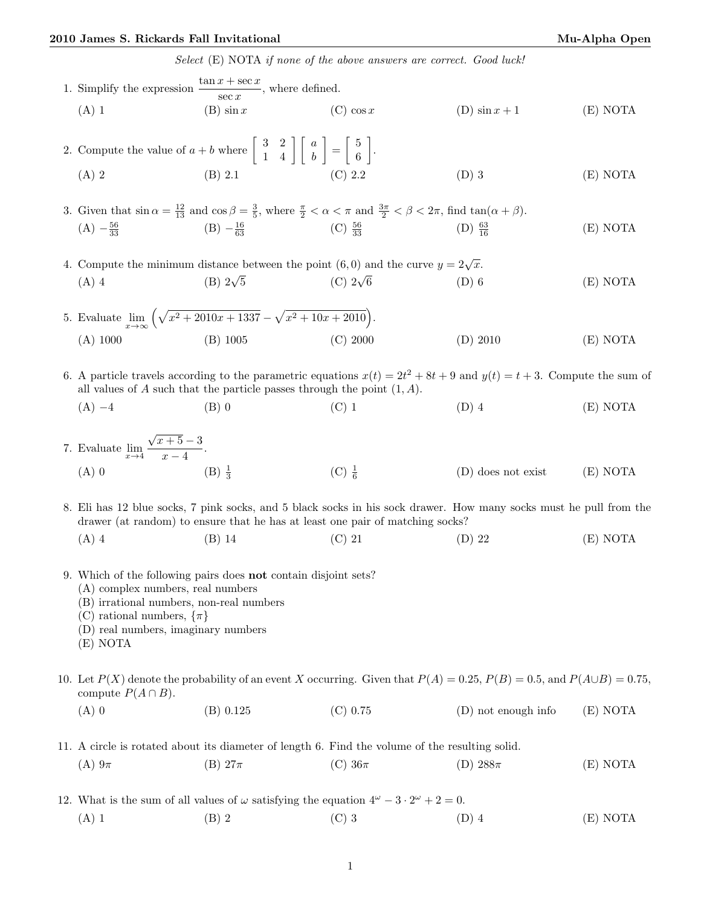*Select* (E) NOTA *if none of the above answers are correct. Good luck!*

1. Simplify the expression $\frac{\tan x + \sec x}{\sec x}$, where defined.

   (A) 1 (B) $\sin x$ (C) $\cos x$ (D) $\sin x + 1$ (E) NOTA

2. Compute the value of $a + b$ where $\begin{bmatrix} 3 & 2 \\ 1 & 4 \end{bmatrix} \begin{bmatrix} a \\ b \end{bmatrix} = \begin{bmatrix} 5 \\ 6 \end{bmatrix}$.

   (A) 2 (B) 2.1 (C) 2.2 (D) 3 (E) NOTA

3. Given that $\sin \alpha = \frac{12}{13}$ and $\cos \beta = \frac{3}{5}$, where $\frac{\pi}{2} < \alpha < \pi$ and $\frac{3\pi}{2} < \beta < 2\pi$, find $\tan(\alpha + \beta)$.

   (A) $-\frac{56}{33}$ (B) $-\frac{16}{63}$ (C) $\frac{56}{33}$ (D) $\frac{63}{16}$ (E) NOTA

4. Compute the minimum distance between the point $(6, 0)$ and the curve $y = 2\sqrt{x}$.

   (A) 4 (B) $2\sqrt{5}$ (C) $2\sqrt{6}$ (D) 6 (E) NOTA

5. Evaluate $\lim_{x\to\infty} \left( \sqrt{x^2 + 2010x + 1337} - \sqrt{x^2 + 10x + 2010} \right)$.

   (A) 1000 (B) 1005 (C) 2000 (D) 2010 (E) NOTA

6. A particle travels according to the parametric equations $x(t) = 2t^2 + 8t + 9$ and $y(t) = t + 3$. Compute the sum of all values of $A$ such that the particle passes through the point $(1, A)$.

   (A) $-4$ (B) 0 (C) 1 (D) 4 (E) NOTA

7. Evaluate $\lim_{x\to 4} \frac{\sqrt{x+5} - 3}{x - 4}$.

   (A) 0 (B) $\frac{1}{3}$ (C) $\frac{1}{6}$ (D) does not exist (E) NOTA

8. Eli has 12 blue socks, 7 pink socks, and 5 black socks in his sock drawer. How many socks must he pull from the drawer (at random) to ensure that he has at least one pair of matching socks?

   (A) 4 (B) 14 (C) 21 (D) 22 (E) NOTA

9. Which of the following pairs does **not** contain disjoint sets?

   (A) complex numbers, real numbers
   (B) irrational numbers, non-real numbers
   (C) rational numbers, $\{\pi\}$
   (D) real numbers, imaginary numbers
   (E) NOTA

10. Let $P(X)$ denote the probability of an event $X$ occurring. Given that $P(A) = 0.25$, $P(B) = 0.5$, and $P(A \cup B) = 0.75$, compute $P(A \cap B)$.

    (A) 0 (B) 0.125 (C) 0.75 (D) not enough info (E) NOTA

11. A circle is rotated about its diameter of length 6. Find the volume of the resulting solid.

    (A) $9\pi$ (B) $27\pi$ (C) $36\pi$ (D) $288\pi$ (E) NOTA

12. What is the sum of all values of $\omega$ satisfying the equation $4^\omega - 3 \cdot 2^\omega + 2 = 0$.

    (A) 1 (B) 2 (C) 3 (D) 4 (E) NOTA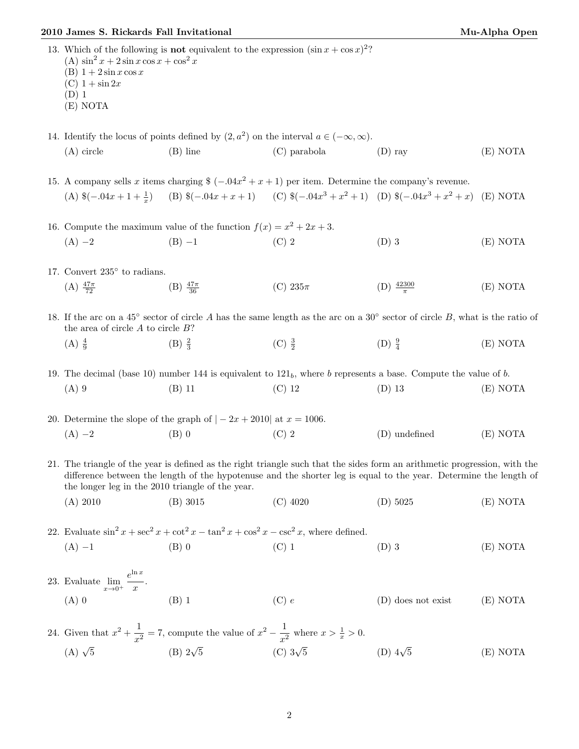13. Which of the following is **not** equivalent to the expression $(\sin x + \cos x)^2$?
(A) $\sin^2 x + 2\sin x \cos x + \cos^2 x$
(B) $1 + 2\sin x \cos x$
(C) $1 + \sin 2x$
(D) 1
(E) NOTA

14. Identify the locus of points defined by $(2, a^2)$ on the interval $a \in (-\infty, \infty)$.
(A) circle (B) line (C) parabola (D) ray (E) NOTA

15. A company sells $x$ items charging \$ $(-.04x^2 + x + 1)$ per item. Determine the company's revenue.
(A) $\$(-.04x + 1 + \frac{1}{x})$ (B) $\$(-.04x + x + 1)$ (C) $\$(-.04x^3 + x^2 + 1)$ (D) $\$(-.04x^3 + x^2 + x)$ (E) NOTA

16. Compute the maximum value of the function $f(x) = x^2 + 2x + 3$.
(A) $-2$ (B) $-1$ (C) 2 (D) 3 (E) NOTA

17. Convert 235° to radians.
(A) $\frac{47\pi}{72}$ (B) $\frac{47\pi}{36}$ (C) $235\pi$ (D) $\frac{42300}{\pi}$ (E) NOTA

18. If the arc on a 45° sector of circle $A$ has the same length as the arc on a 30° sector of circle $B$, what is the ratio of the area of circle $A$ to circle $B$?
(A) $\frac{4}{9}$ (B) $\frac{2}{3}$ (C) $\frac{3}{2}$ (D) $\frac{9}{4}$ (E) NOTA

19. The decimal (base 10) number 144 is equivalent to $121_b$, where $b$ represents a base. Compute the value of $b$.
(A) 9 (B) 11 (C) 12 (D) 13 (E) NOTA

20. Determine the slope of the graph of $|-2x + 2010|$ at $x = 1006$.
(A) $-2$ (B) 0 (C) 2 (D) undefined (E) NOTA

21. The triangle of the year is defined as the right triangle such that the sides form an arithmetic progression, with the difference between the length of the hypotenuse and the shorter leg is equal to the year. Determine the length of the longer leg in the 2010 triangle of the year.
(A) 2010 (B) 3015 (C) 4020 (D) 5025 (E) NOTA

22. Evaluate $\sin^2 x + \sec^2 x + \cot^2 x - \tan^2 x + \cos^2 x - \csc^2 x$, where defined.
(A) $-1$ (B) 0 (C) 1 (D) 3 (E) NOTA

23. Evaluate $\displaystyle\lim_{x \to 0^+} \frac{e^{\ln x}}{x}$.
(A) 0 (B) 1 (C) $e$ (D) does not exist (E) NOTA

24. Given that $x^2 + \dfrac{1}{x^2} = 7$, compute the value of $x^2 - \dfrac{1}{x^2}$ where $x > \frac{1}{x} > 0$.
(A) $\sqrt{5}$ (B) $2\sqrt{5}$ (C) $3\sqrt{5}$ (D) $4\sqrt{5}$ (E) NOTA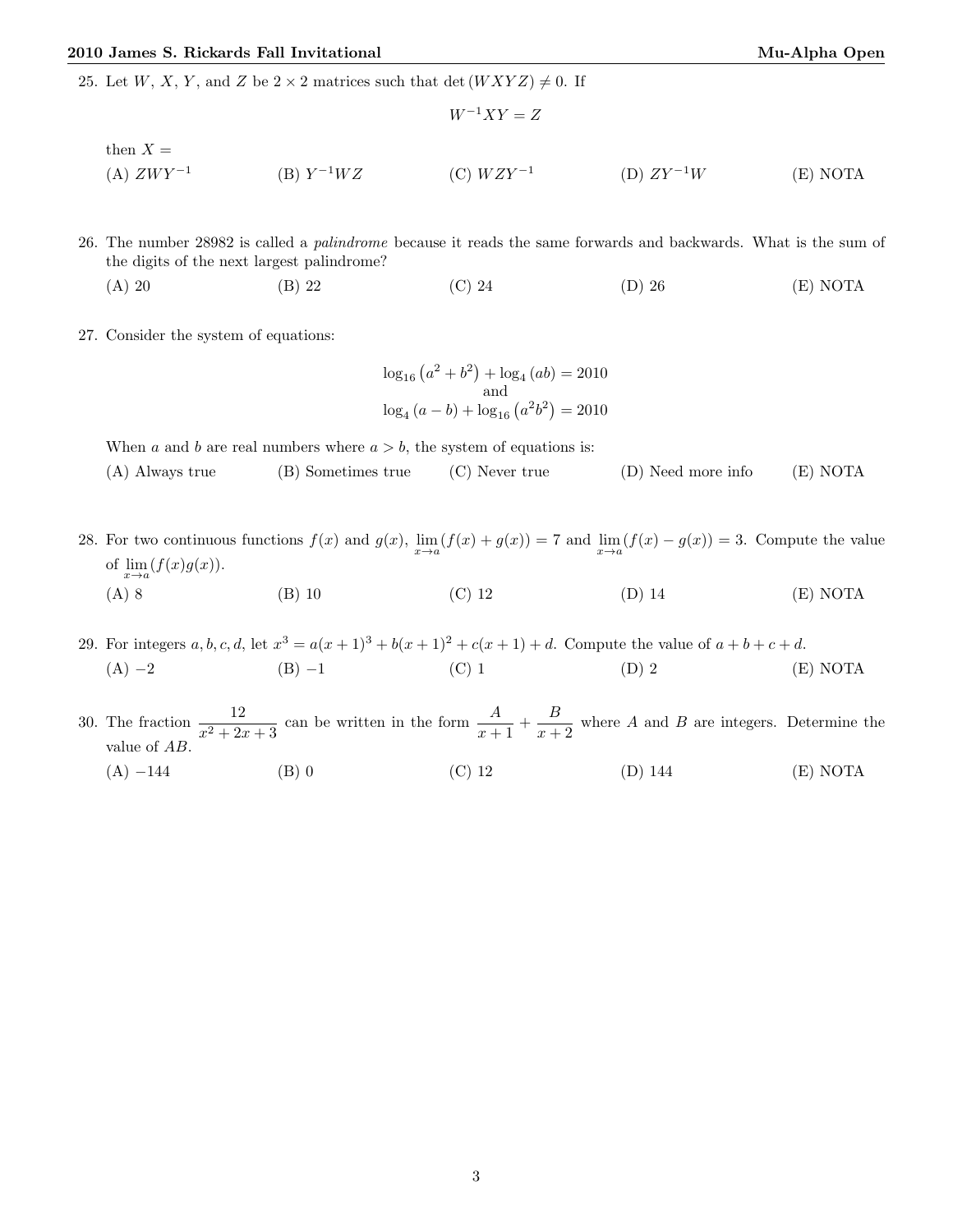25. Let $W$, $X$, $Y$, and $Z$ be $2 \times 2$ matrices such that $\det(WXYZ) \neq 0$. If

$$W^{-1}XY = Z$$

then $X =$

(A) $ZWY^{-1}$ (B) $Y^{-1}WZ$ (C) $WZY^{-1}$ (D) $ZY^{-1}W$ (E) NOTA

26. The number 28982 is called a *palindrome* because it reads the same forwards and backwards. What is the sum of the digits of the next largest palindrome?

(A) 20 (B) 22 (C) 24 (D) 26 (E) NOTA

27. Consider the system of equations:

$$\log_{16}\left(a^2+b^2\right)+\log_4(ab)=2010$$
$$\text{and}$$
$$\log_4(a-b)+\log_{16}\left(a^2b^2\right)=2010$$

When $a$ and $b$ are real numbers where $a > b$, the system of equations is:

(A) Always true (B) Sometimes true (C) Never true (D) Need more info (E) NOTA

28. For two continuous functions $f(x)$ and $g(x)$, $\lim_{x\to a}(f(x)+g(x)) = 7$ and $\lim_{x\to a}(f(x)-g(x)) = 3$. Compute the value of $\lim_{x\to a}(f(x)g(x))$.

(A) 8 (B) 10 (C) 12 (D) 14 (E) NOTA

29. For integers $a, b, c, d$, let $x^3 = a(x+1)^3 + b(x+1)^2 + c(x+1) + d$. Compute the value of $a+b+c+d$.

(A) $-2$ (B) $-1$ (C) 1 (D) 2 (E) NOTA

30. The fraction $\dfrac{12}{x^2+2x+3}$ can be written in the form $\dfrac{A}{x+1}+\dfrac{B}{x+2}$ where $A$ and $B$ are integers. Determine the value of $AB$.

(A) $-144$ (B) 0 (C) 12 (D) 144 (E) NOTA